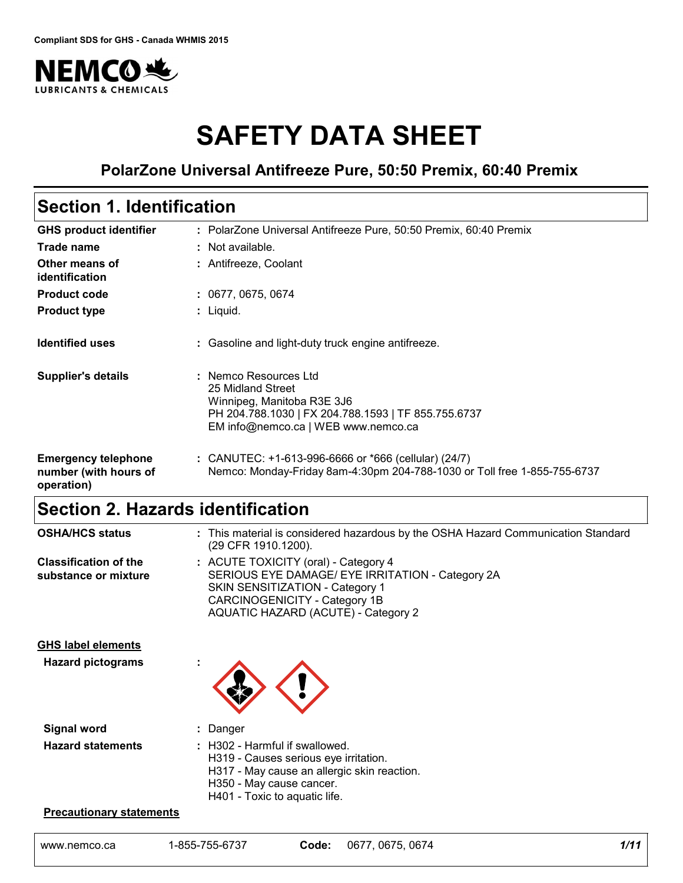Compliant SDS for GHS - Canada WHMIS 2015

# SAFETY DATA SHEET

### PolarZone Universal Antifreeze Pure, 50:50 Premix, 60:40 Premix

## Section 1. Identification

| | |
|---|---|
| **GHS product identifier** | : PolarZone Universal Antifreeze Pure, 50:50 Premix, 60:40 Premix |
| **Trade name** | : Not available. |
| **Other means of identification** | : Antifreeze, Coolant |
| **Product code** | : 0677, 0675, 0674 |
| **Product type** | : Liquid. |
| **Identified uses** | : Gasoline and light-duty truck engine antifreeze. |
| **Supplier's details** | : Nemco Resources Ltd<br>25 Midland Street<br>Winnipeg, Manitoba R3E 3J6<br>PH 204.788.1030 \| FX 204.788.1593 \| TF 855.755.6737<br>EM info@nemco.ca \| WEB www.nemco.ca |
| **Emergency telephone number (with hours of operation)** | : CANUTEC: +1-613-996-6666 or *666 (cellular) (24/7)<br>Nemco: Monday-Friday 8am-4:30pm 204-788-1030 or Toll free 1-855-755-6737 |

## Section 2. Hazards identification

| | |
|---|---|
| **OSHA/HCS status** | : This material is considered hazardous by the OSHA Hazard Communication Standard (29 CFR 1910.1200). |
| **Classification of the substance or mixture** | : ACUTE TOXICITY (oral) - Category 4<br>SERIOUS EYE DAMAGE/ EYE IRRITATION - Category 2A<br>SKIN SENSITIZATION - Category 1<br>CARCINOGENICITY - Category 1B<br>AQUATIC HAZARD (ACUTE) - Category 2 |

**GHS label elements**

| | |
|---|---|
| **Hazard pictograms** | : |
| **Signal word** | : Danger |
| **Hazard statements** | : H302 - Harmful if swallowed.<br>H319 - Causes serious eye irritation.<br>H317 - May cause an allergic skin reaction.<br>H350 - May cause cancer.<br>H401 - Toxic to aquatic life. |

**Precautionary statements**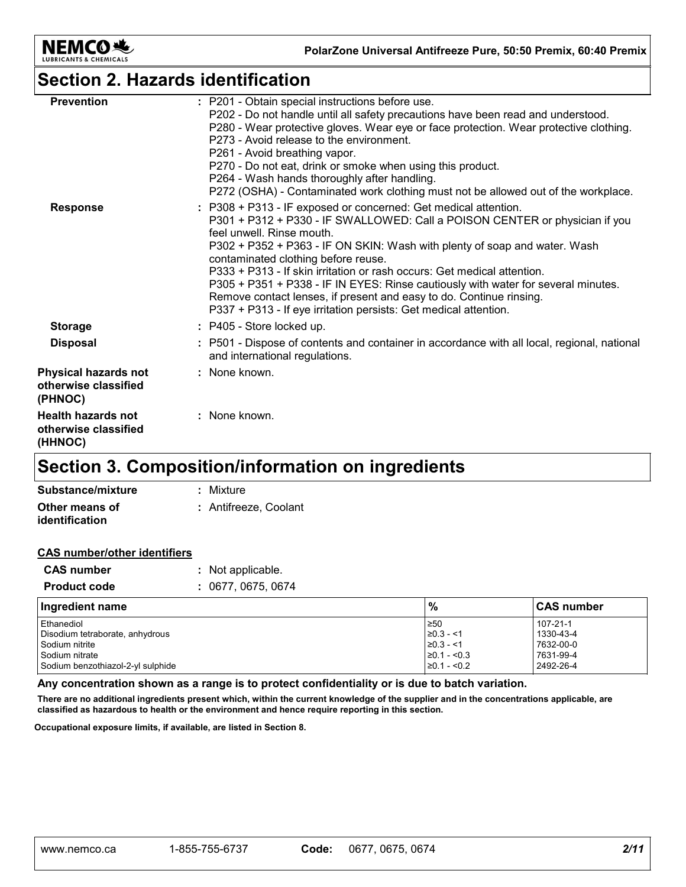## Section 2. Hazards identification

**Prevention** : P201 - Obtain special instructions before use.
P202 - Do not handle until all safety precautions have been read and understood.
P280 - Wear protective gloves. Wear eye or face protection. Wear protective clothing.
P273 - Avoid release to the environment.
P261 - Avoid breathing vapor.
P270 - Do not eat, drink or smoke when using this product.
P264 - Wash hands thoroughly after handling.
P272 (OSHA) - Contaminated work clothing must not be allowed out of the workplace.

**Response** : P308 + P313 - IF exposed or concerned: Get medical attention.
P301 + P312 + P330 - IF SWALLOWED: Call a POISON CENTER or physician if you feel unwell. Rinse mouth.
P302 + P352 + P363 - IF ON SKIN: Wash with plenty of soap and water. Wash contaminated clothing before reuse.
P333 + P313 - If skin irritation or rash occurs: Get medical attention.
P305 + P351 + P338 - IF IN EYES: Rinse cautiously with water for several minutes. Remove contact lenses, if present and easy to do. Continue rinsing.
P337 + P313 - If eye irritation persists: Get medical attention.

**Storage** : P405 - Store locked up.

**Disposal** : P501 - Dispose of contents and container in accordance with all local, regional, national and international regulations.

**Physical hazards not otherwise classified (PHNOC)** : None known.

**Health hazards not otherwise classified (HHNOC)** : None known.

## Section 3. Composition/information on ingredients

**Substance/mixture** : Mixture

**Other means of identification** : Antifreeze, Coolant

**CAS number/other identifiers**

**CAS number** : Not applicable.

**Product code** : 0677, 0675, 0674

| Ingredient name | % | CAS number |
|---|---|---|
| Ethanediol | ≥50 | 107-21-1 |
| Disodium tetraborate, anhydrous | ≥0.3 - <1 | 1330-43-4 |
| Sodium nitrite | ≥0.3 - <1 | 7632-00-0 |
| Sodium nitrate | ≥0.1 - <0.3 | 7631-99-4 |
| Sodium benzothiazol-2-yl sulphide | ≥0.1 - <0.2 | 2492-26-4 |

**Any concentration shown as a range is to protect confidentiality or is due to batch variation.**

**There are no additional ingredients present which, within the current knowledge of the supplier and in the concentrations applicable, are classified as hazardous to health or the environment and hence require reporting in this section.**

**Occupational exposure limits, if available, are listed in Section 8.**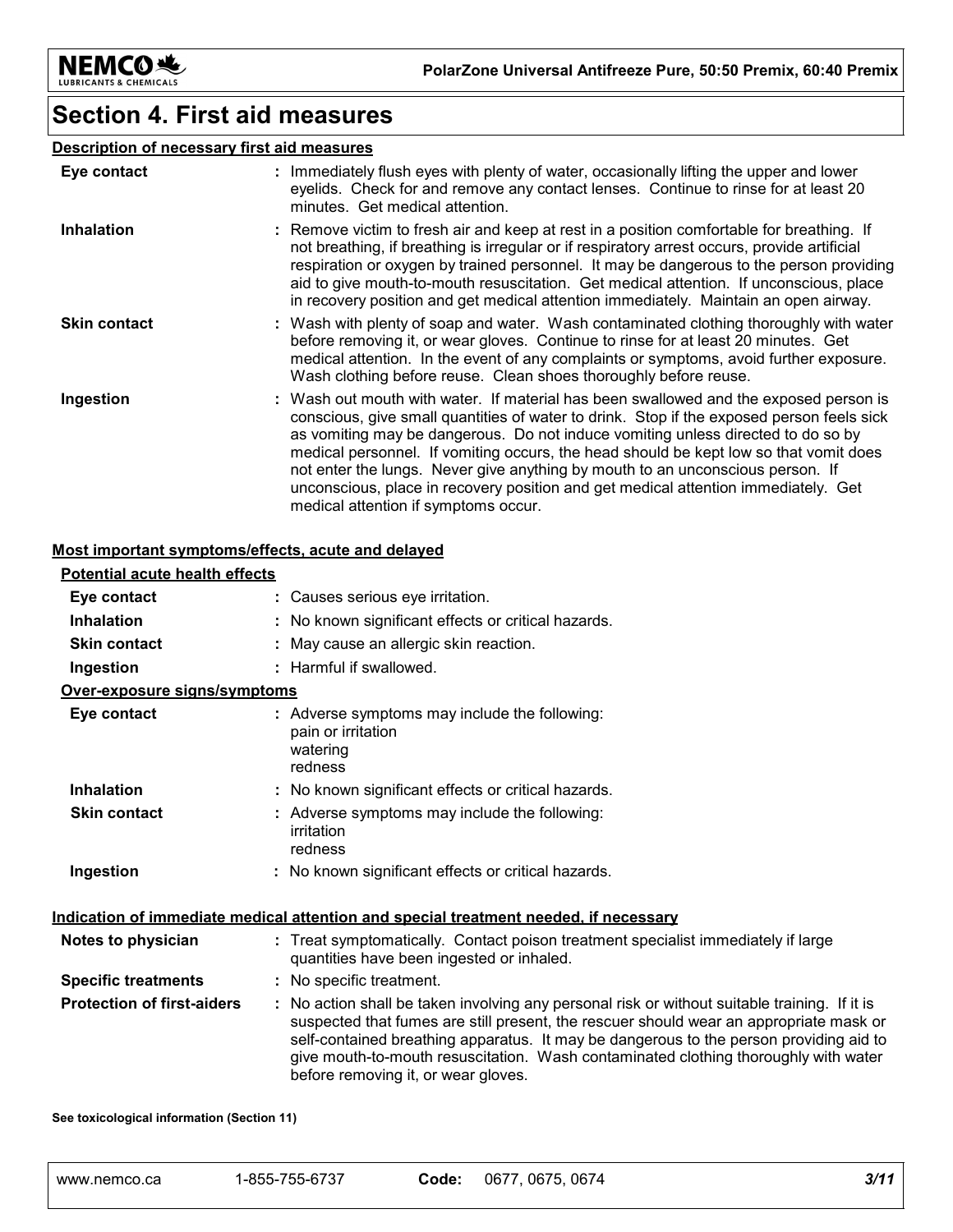# Section 4. First aid measures

### Description of necessary first aid measures

| | |
|---|---|
| **Eye contact** | : Immediately flush eyes with plenty of water, occasionally lifting the upper and lower eyelids. Check for and remove any contact lenses. Continue to rinse for at least 20 minutes. Get medical attention. |
| **Inhalation** | : Remove victim to fresh air and keep at rest in a position comfortable for breathing. If not breathing, if breathing is irregular or if respiratory arrest occurs, provide artificial respiration or oxygen by trained personnel. It may be dangerous to the person providing aid to give mouth-to-mouth resuscitation. Get medical attention. If unconscious, place in recovery position and get medical attention immediately. Maintain an open airway. |
| **Skin contact** | : Wash with plenty of soap and water. Wash contaminated clothing thoroughly with water before removing it, or wear gloves. Continue to rinse for at least 20 minutes. Get medical attention. In the event of any complaints or symptoms, avoid further exposure. Wash clothing before reuse. Clean shoes thoroughly before reuse. |
| **Ingestion** | : Wash out mouth with water. If material has been swallowed and the exposed person is conscious, give small quantities of water to drink. Stop if the exposed person feels sick as vomiting may be dangerous. Do not induce vomiting unless directed to do so by medical personnel. If vomiting occurs, the head should be kept low so that vomit does not enter the lungs. Never give anything by mouth to an unconscious person. If unconscious, place in recovery position and get medical attention immediately. Get medical attention if symptoms occur. |

### Most important symptoms/effects, acute and delayed

**Potential acute health effects**

| | |
|---|---|
| **Eye contact** | : Causes serious eye irritation. |
| **Inhalation** | : No known significant effects or critical hazards. |
| **Skin contact** | : May cause an allergic skin reaction. |
| **Ingestion** | : Harmful if swallowed. |

**Over-exposure signs/symptoms**

| | |
|---|---|
| **Eye contact** | : Adverse symptoms may include the following:<br>pain or irritation<br>watering<br>redness |
| **Inhalation** | : No known significant effects or critical hazards. |
| **Skin contact** | : Adverse symptoms may include the following:<br>irritation<br>redness |
| **Ingestion** | : No known significant effects or critical hazards. |

### Indication of immediate medical attention and special treatment needed, if necessary

| | |
|---|---|
| **Notes to physician** | : Treat symptomatically. Contact poison treatment specialist immediately if large quantities have been ingested or inhaled. |
| **Specific treatments** | : No specific treatment. |
| **Protection of first-aiders** | : No action shall be taken involving any personal risk or without suitable training. If it is suspected that fumes are still present, the rescuer should wear an appropriate mask or self-contained breathing apparatus. It may be dangerous to the person providing aid to give mouth-to-mouth resuscitation. Wash contaminated clothing thoroughly with water before removing it, or wear gloves. |

**See toxicological information (Section 11)**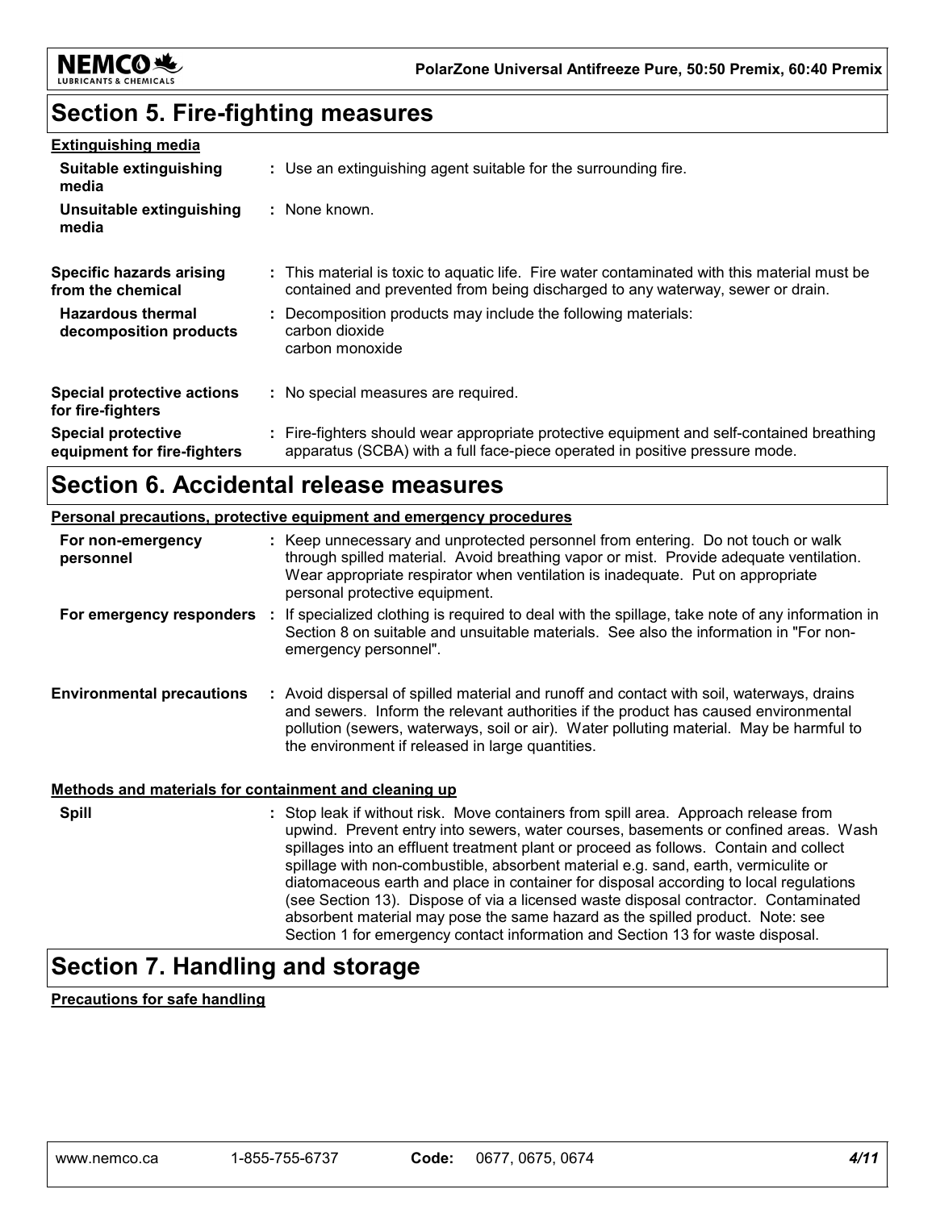## Section 5. Fire-fighting measures

**Extinguishing media**

| | |
|---|---|
| **Suitable extinguishing media** | : Use an extinguishing agent suitable for the surrounding fire. |
| **Unsuitable extinguishing media** | : None known. |
| **Specific hazards arising from the chemical** | : This material is toxic to aquatic life. Fire water contaminated with this material must be contained and prevented from being discharged to any waterway, sewer or drain. |
| **Hazardous thermal decomposition products** | : Decomposition products may include the following materials: carbon dioxide carbon monoxide |
| **Special protective actions for fire-fighters** | : No special measures are required. |
| **Special protective equipment for fire-fighters** | : Fire-fighters should wear appropriate protective equipment and self-contained breathing apparatus (SCBA) with a full face-piece operated in positive pressure mode. |

## Section 6. Accidental release measures

**Personal precautions, protective equipment and emergency procedures**

| | |
|---|---|
| **For non-emergency personnel** | : Keep unnecessary and unprotected personnel from entering. Do not touch or walk through spilled material. Avoid breathing vapor or mist. Provide adequate ventilation. Wear appropriate respirator when ventilation is inadequate. Put on appropriate personal protective equipment. |
| **For emergency responders** | : If specialized clothing is required to deal with the spillage, take note of any information in Section 8 on suitable and unsuitable materials. See also the information in "For non-emergency personnel". |
| **Environmental precautions** | : Avoid dispersal of spilled material and runoff and contact with soil, waterways, drains and sewers. Inform the relevant authorities if the product has caused environmental pollution (sewers, waterways, soil or air). Water polluting material. May be harmful to the environment if released in large quantities. |

**Methods and materials for containment and cleaning up**

| | |
|---|---|
| **Spill** | : Stop leak if without risk. Move containers from spill area. Approach release from upwind. Prevent entry into sewers, water courses, basements or confined areas. Wash spillages into an effluent treatment plant or proceed as follows. Contain and collect spillage with non-combustible, absorbent material e.g. sand, earth, vermiculite or diatomaceous earth and place in container for disposal according to local regulations (see Section 13). Dispose of via a licensed waste disposal contractor. Contaminated absorbent material may pose the same hazard as the spilled product. Note: see Section 1 for emergency contact information and Section 13 for waste disposal. |

## Section 7. Handling and storage

**Precautions for safe handling**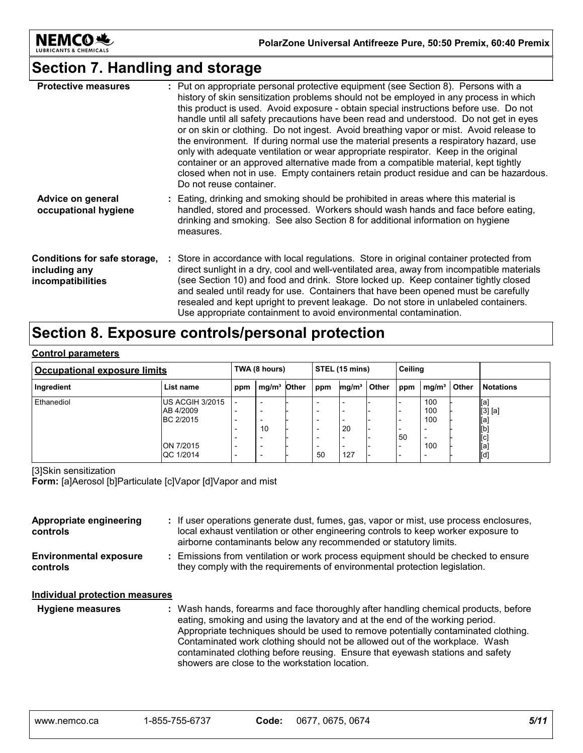## Section 7. Handling and storage

| | |
|---|---|
| **Protective measures** | : Put on appropriate personal protective equipment (see Section 8). Persons with a history of skin sensitization problems should not be employed in any process in which this product is used. Avoid exposure - obtain special instructions before use. Do not handle until all safety precautions have been read and understood. Do not get in eyes or on skin or clothing. Do not ingest. Avoid breathing vapor or mist. Avoid release to the environment. If during normal use the material presents a respiratory hazard, use only with adequate ventilation or wear appropriate respirator. Keep in the original container or an approved alternative made from a compatible material, kept tightly closed when not in use. Empty containers retain product residue and can be hazardous. Do not reuse container. |
| **Advice on general occupational hygiene** | : Eating, drinking and smoking should be prohibited in areas where this material is handled, stored and processed. Workers should wash hands and face before eating, drinking and smoking. See also Section 8 for additional information on hygiene measures. |
| **Conditions for safe storage, including any incompatibilities** | : Store in accordance with local regulations. Store in original container protected from direct sunlight in a dry, cool and well-ventilated area, away from incompatible materials (see Section 10) and food and drink. Store locked up. Keep container tightly closed and sealed until ready for use. Containers that have been opened must be carefully resealed and kept upright to prevent leakage. Do not store in unlabeled containers. Use appropriate containment to avoid environmental contamination. |

## Section 8. Exposure controls/personal protection

### Control parameters

| Occupational exposure limits | | TWA (8 hours) | | | STEL (15 mins) | | | Ceiling | | | |
|---|---|---|---|---|---|---|---|---|---|---|---|
| Ingredient | List name | ppm | mg/m³ | Other | ppm | mg/m³ | Other | ppm | mg/m³ | Other | Notations |
| Ethanediol | US ACGIH 3/2015 | - | - | - | - | - | - | - | 100 | - | [a] |
| | AB 4/2009 | - | - | - | - | - | - | - | 100 | - | [3] [a] |
| | BC 2/2015 | - | - | - | - | - | - | - | 100 | - | [a] |
| | | - | 10 | - | - | 20 | - | - | - | - | [b] |
| | | - | - | - | - | - | - | 50 | - | - | [c] |
| | ON 7/2015 | - | - | - | - | - | - | - | 100 | - | [a] |
| | QC 1/2014 | - | - | - | 50 | 127 | - | - | - | - | [d] |

[3]Skin sensitization

**Form:** [a]Aerosol [b]Particulate [c]Vapor [d]Vapor and mist

| | |
|---|---|
| **Appropriate engineering controls** | : If user operations generate dust, fumes, gas, vapor or mist, use process enclosures, local exhaust ventilation or other engineering controls to keep worker exposure to airborne contaminants below any recommended or statutory limits. |
| **Environmental exposure controls** | : Emissions from ventilation or work process equipment should be checked to ensure they comply with the requirements of environmental protection legislation. |

### Individual protection measures

| | |
|---|---|
| **Hygiene measures** | : Wash hands, forearms and face thoroughly after handling chemical products, before eating, smoking and using the lavatory and at the end of the working period. Appropriate techniques should be used to remove potentially contaminated clothing. Contaminated work clothing should not be allowed out of the workplace. Wash contaminated clothing before reusing. Ensure that eyewash stations and safety showers are close to the workstation location. |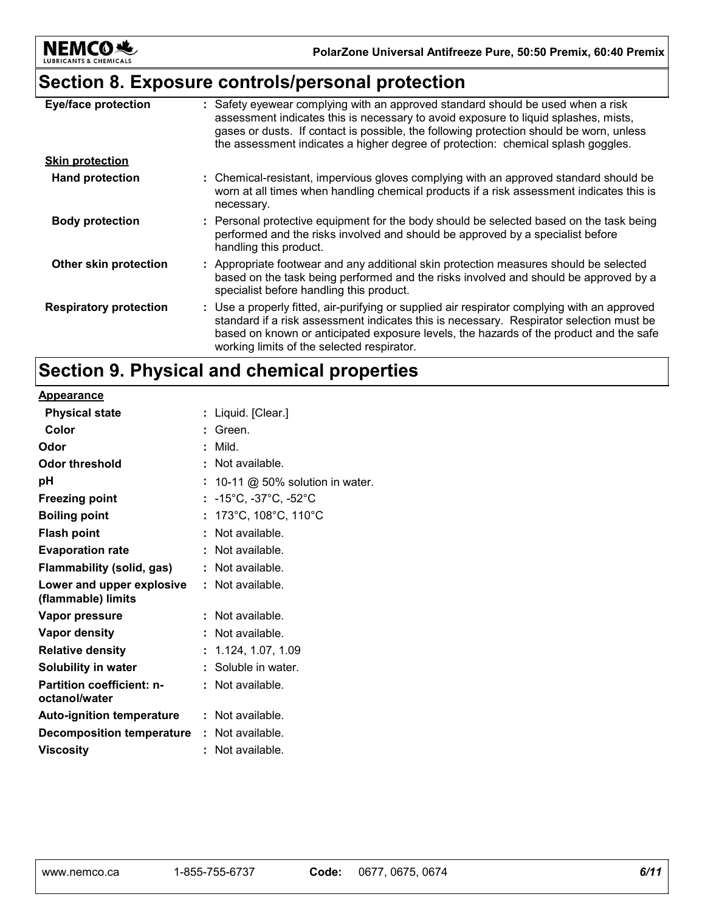## Section 8. Exposure controls/personal protection

| | |
|---|---|
| **Eye/face protection** | : Safety eyewear complying with an approved standard should be used when a risk assessment indicates this is necessary to avoid exposure to liquid splashes, mists, gases or dusts. If contact is possible, the following protection should be worn, unless the assessment indicates a higher degree of protection: chemical splash goggles. |
| **Skin protection** | |
| **Hand protection** | : Chemical-resistant, impervious gloves complying with an approved standard should be worn at all times when handling chemical products if a risk assessment indicates this is necessary. |
| **Body protection** | : Personal protective equipment for the body should be selected based on the task being performed and the risks involved and should be approved by a specialist before handling this product. |
| **Other skin protection** | : Appropriate footwear and any additional skin protection measures should be selected based on the task being performed and the risks involved and should be approved by a specialist before handling this product. |
| **Respiratory protection** | : Use a properly fitted, air-purifying or supplied air respirator complying with an approved standard if a risk assessment indicates this is necessary. Respirator selection must be based on known or anticipated exposure levels, the hazards of the product and the safe working limits of the selected respirator. |

## Section 9. Physical and chemical properties

| | |
|---|---|
| **Appearance** | |
| **Physical state** | : Liquid. [Clear.] |
| **Color** | : Green. |
| **Odor** | : Mild. |
| **Odor threshold** | : Not available. |
| **pH** | : 10-11 @ 50% solution in water. |
| **Freezing point** | : -15°C, -37°C, -52°C |
| **Boiling point** | : 173°C, 108°C, 110°C |
| **Flash point** | : Not available. |
| **Evaporation rate** | : Not available. |
| **Flammability (solid, gas)** | : Not available. |
| **Lower and upper explosive (flammable) limits** | : Not available. |
| **Vapor pressure** | : Not available. |
| **Vapor density** | : Not available. |
| **Relative density** | : 1.124, 1.07, 1.09 |
| **Solubility in water** | : Soluble in water. |
| **Partition coefficient: n-octanol/water** | : Not available. |
| **Auto-ignition temperature** | : Not available. |
| **Decomposition temperature** | : Not available. |
| **Viscosity** | : Not available. |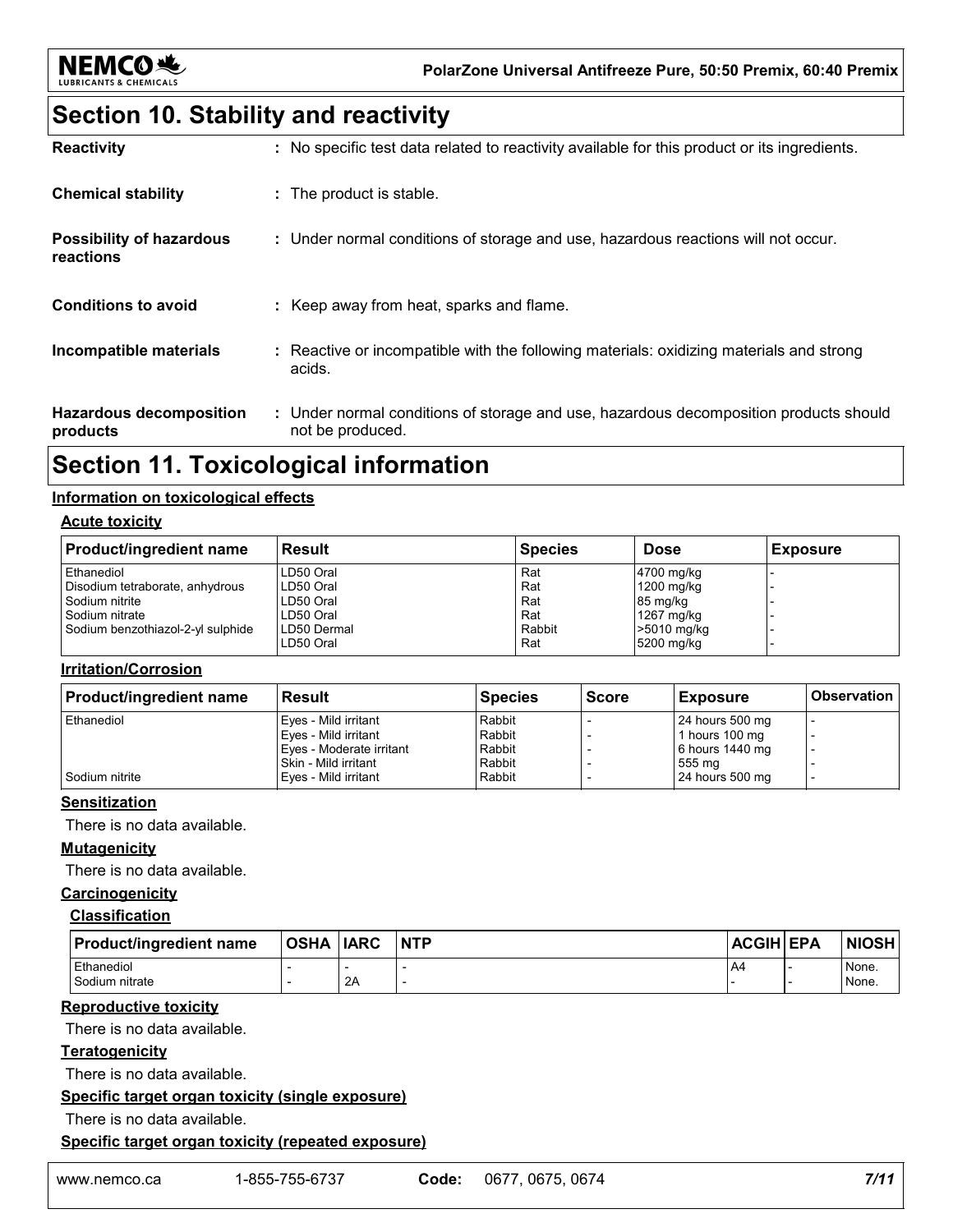## Section 10. Stability and reactivity

**Reactivity** : No specific test data related to reactivity available for this product or its ingredients.

**Chemical stability** : The product is stable.

**Possibility of hazardous reactions** : Under normal conditions of storage and use, hazardous reactions will not occur.

**Conditions to avoid** : Keep away from heat, sparks and flame.

**Incompatible materials** : Reactive or incompatible with the following materials: oxidizing materials and strong acids.

**Hazardous decomposition products** : Under normal conditions of storage and use, hazardous decomposition products should not be produced.

## Section 11. Toxicological information

### Information on toxicological effects

**Acute toxicity**

| Product/ingredient name | Result | Species | Dose | Exposure |
|---|---|---|---|---|
| Ethanediol | LD50 Oral | Rat | 4700 mg/kg | - |
| Disodium tetraborate, anhydrous | LD50 Oral | Rat | 1200 mg/kg | - |
| Sodium nitrite | LD50 Oral | Rat | 85 mg/kg | - |
| Sodium nitrate | LD50 Oral | Rat | 1267 mg/kg | - |
| Sodium benzothiazol-2-yl sulphide | LD50 Dermal | Rabbit | >5010 mg/kg | - |
| | LD50 Oral | Rat | 5200 mg/kg | - |

**Irritation/Corrosion**

| Product/ingredient name | Result | Species | Score | Exposure | Observation |
|---|---|---|---|---|---|
| Ethanediol | Eyes - Mild irritant | Rabbit | - | 24 hours 500 mg | - |
| | Eyes - Mild irritant | Rabbit | - | 1 hours 100 mg | - |
| | Eyes - Moderate irritant | Rabbit | - | 6 hours 1440 mg | - |
| | Skin - Mild irritant | Rabbit | - | 555 mg | - |
| Sodium nitrite | Eyes - Mild irritant | Rabbit | - | 24 hours 500 mg | - |

**Sensitization**

There is no data available.

**Mutagenicity**

There is no data available.

**Carcinogenicity**

**Classification**

| Product/ingredient name | OSHA | IARC | NTP | ACGIH | EPA | NIOSH |
|---|---|---|---|---|---|---|
| Ethanediol | - | - | - | A4 | - | None. |
| Sodium nitrate | - | 2A | - | - | - | None. |

**Reproductive toxicity**

There is no data available.

**Teratogenicity**

There is no data available.

**Specific target organ toxicity (single exposure)**

There is no data available.

**Specific target organ toxicity (repeated exposure)**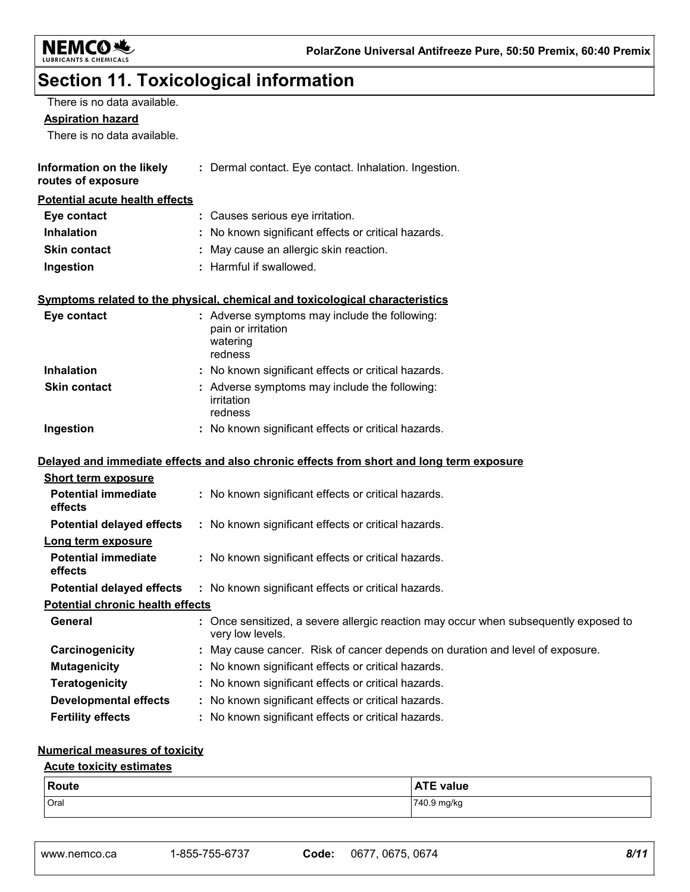# Section 11. Toxicological information

There is no data available.

**Aspiration hazard**

There is no data available.

**Information on the likely routes of exposure** : Dermal contact. Eye contact. Inhalation. Ingestion.

**Potential acute health effects**

**Eye contact** : Causes serious eye irritation.

**Inhalation** : No known significant effects or critical hazards.

**Skin contact** : May cause an allergic skin reaction.

**Ingestion** : Harmful if swallowed.

**Symptoms related to the physical, chemical and toxicological characteristics**

**Eye contact** : Adverse symptoms may include the following:
pain or irritation
watering
redness

**Inhalation** : No known significant effects or critical hazards.

**Skin contact** : Adverse symptoms may include the following:
irritation
redness

**Ingestion** : No known significant effects or critical hazards.

**Delayed and immediate effects and also chronic effects from short and long term exposure**

**Short term exposure**

**Potential immediate effects** : No known significant effects or critical hazards.

**Potential delayed effects** : No known significant effects or critical hazards.

**Long term exposure**

**Potential immediate effects** : No known significant effects or critical hazards.

**Potential delayed effects** : No known significant effects or critical hazards.

**Potential chronic health effects**

**General** : Once sensitized, a severe allergic reaction may occur when subsequently exposed to very low levels.

**Carcinogenicity** : May cause cancer. Risk of cancer depends on duration and level of exposure.

**Mutagenicity** : No known significant effects or critical hazards.

**Teratogenicity** : No known significant effects or critical hazards.

**Developmental effects** : No known significant effects or critical hazards.

**Fertility effects** : No known significant effects or critical hazards.

**Numerical measures of toxicity**

**Acute toxicity estimates**

| Route | ATE value |
|---|---|
| Oral | 740.9 mg/kg |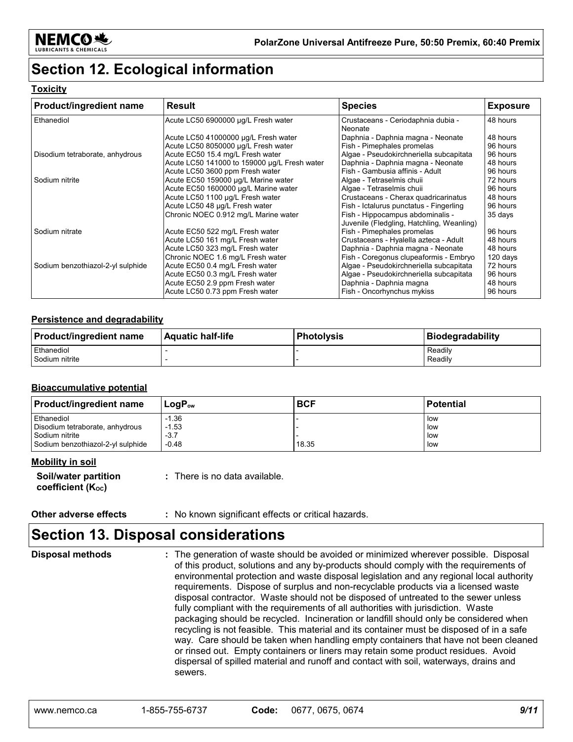# Section 12. Ecological information

**Toxicity**

| Product/ingredient name | Result | Species | Exposure |
|---|---|---|---|
| Ethanediol | Acute LC50 6900000 µg/L Fresh water | Crustaceans - Ceriodaphnia dubia - Neonate | 48 hours |
| | Acute LC50 41000000 µg/L Fresh water | Daphnia - Daphnia magna - Neonate | 48 hours |
| | Acute LC50 8050000 µg/L Fresh water | Fish - Pimephales promelas | 96 hours |
| Disodium tetraborate, anhydrous | Acute EC50 15.4 mg/L Fresh water | Algae - Pseudokirchneriella subcapitata | 96 hours |
| | Acute LC50 141000 to 159000 µg/L Fresh water | Daphnia - Daphnia magna - Neonate | 48 hours |
| | Acute LC50 3600 ppm Fresh water | Fish - Gambusia affinis - Adult | 96 hours |
| Sodium nitrite | Acute EC50 159000 µg/L Marine water | Algae - Tetraselmis chuii | 72 hours |
| | Acute EC50 1600000 µg/L Marine water | Algae - Tetraselmis chuii | 96 hours |
| | Acute LC50 1100 µg/L Fresh water | Crustaceans - Cherax quadricarinatus | 48 hours |
| | Acute LC50 48 µg/L Fresh water | Fish - Ictalurus punctatus - Fingerling | 96 hours |
| | Chronic NOEC 0.912 mg/L Marine water | Fish - Hippocampus abdominalis - Juvenile (Fledgling, Hatchling, Weanling) | 35 days |
| Sodium nitrate | Acute EC50 522 mg/L Fresh water | Fish - Pimephales promelas | 96 hours |
| | Acute LC50 161 mg/L Fresh water | Crustaceans - Hyalella azteca - Adult | 48 hours |
| | Acute LC50 323 mg/L Fresh water | Daphnia - Daphnia magna - Neonate | 48 hours |
| | Chronic NOEC 1.6 mg/L Fresh water | Fish - Coregonus clupeaformis - Embryo | 120 days |
| Sodium benzothiazol-2-yl sulphide | Acute EC50 0.4 mg/L Fresh water | Algae - Pseudokirchneriella subcapitata | 72 hours |
| | Acute EC50 0.3 mg/L Fresh water | Algae - Pseudokirchneriella subcapitata | 96 hours |
| | Acute EC50 2.9 ppm Fresh water | Daphnia - Daphnia magna | 48 hours |
| | Acute LC50 0.73 ppm Fresh water | Fish - Oncorhynchus mykiss | 96 hours |

**Persistence and degradability**

| Product/ingredient name | Aquatic half-life | Photolysis | Biodegradability |
|---|---|---|---|
| Ethanediol | - | - | Readily |
| Sodium nitrite | - | - | Readily |

**Bioaccumulative potential**

| Product/ingredient name | $LogP_{ow}$ | BCF | Potential |
|---|---|---|---|
| Ethanediol | -1.36 | - | low |
| Disodium tetraborate, anhydrous | -1.53 | - | low |
| Sodium nitrite | -3.7 | - | low |
| Sodium benzothiazol-2-yl sulphide | -0.48 | 18.35 | low |

**Mobility in soil**

**Soil/water partition coefficient ($K_{OC}$)** : There is no data available.

**Other adverse effects** : No known significant effects or critical hazards.

# Section 13. Disposal considerations

**Disposal methods** : The generation of waste should be avoided or minimized wherever possible. Disposal of this product, solutions and any by-products should comply with the requirements of environmental protection and waste disposal legislation and any regional local authority requirements. Dispose of surplus and non-recyclable products via a licensed waste disposal contractor. Waste should not be disposed of untreated to the sewer unless fully compliant with the requirements of all authorities with jurisdiction. Waste packaging should be recycled. Incineration or landfill should only be considered when recycling is not feasible. This material and its container must be disposed of in a safe way. Care should be taken when handling empty containers that have not been cleaned or rinsed out. Empty containers or liners may retain some product residues. Avoid dispersal of spilled material and runoff and contact with soil, waterways, drains and sewers.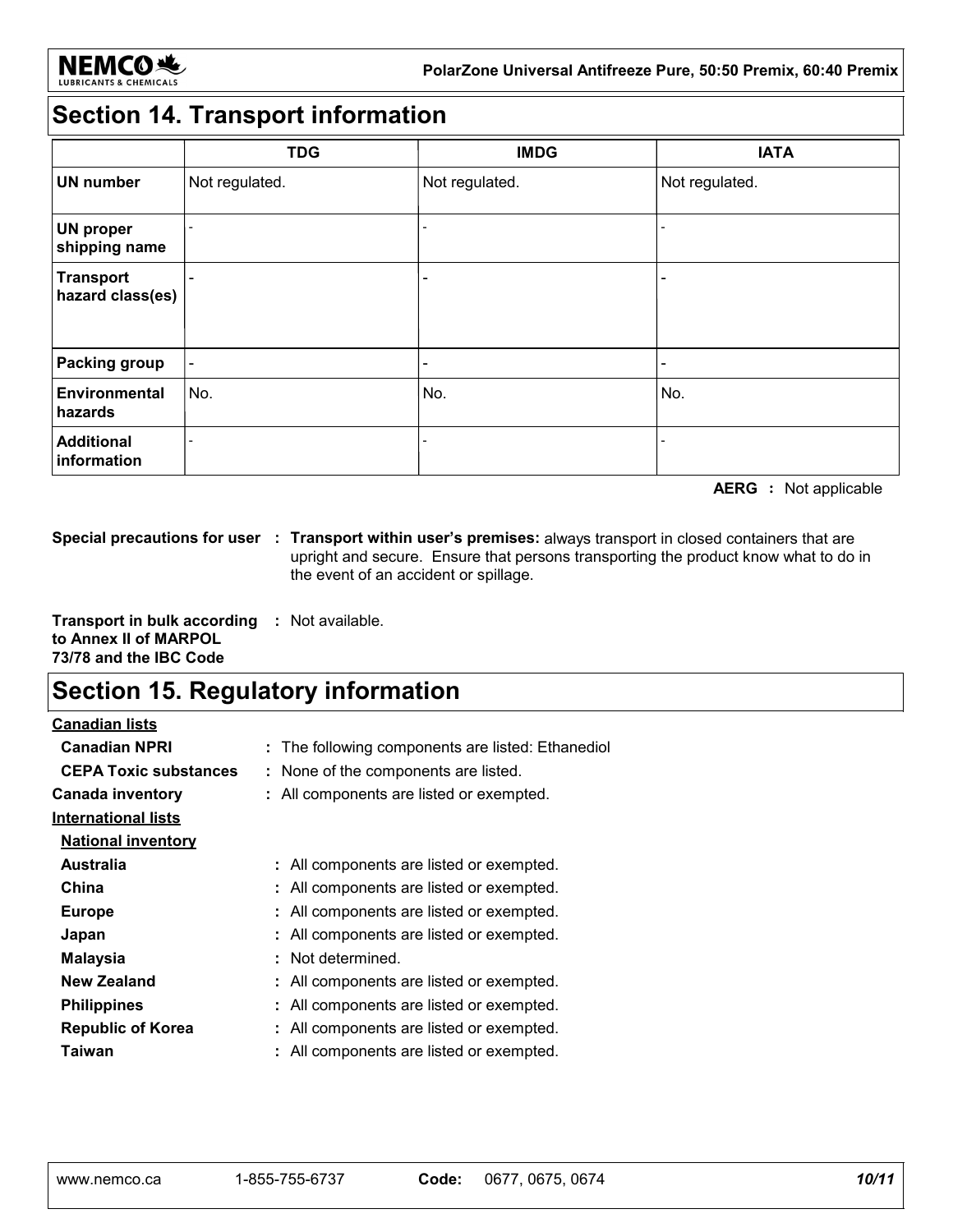## Section 14. Transport information

| | TDG | IMDG | IATA |
|---|---|---|---|
| **UN number** | Not regulated. | Not regulated. | Not regulated. |
| **UN proper shipping name** | - | - | - |
| **Transport hazard class(es)** | - | - | - |
| **Packing group** | - | - | - |
| **Environmental hazards** | No. | No. | No. |
| **Additional information** | - | - | - |

**AERG :** Not applicable

**Special precautions for user :** **Transport within user's premises:** always transport in closed containers that are upright and secure. Ensure that persons transporting the product know what to do in the event of an accident or spillage.

**Transport in bulk according to Annex II of MARPOL 73/78 and the IBC Code :** Not available.

## Section 15. Regulatory information

**Canadian lists**

**Canadian NPRI** : The following components are listed: Ethanediol

**CEPA Toxic substances** : None of the components are listed.

**Canada inventory** : All components are listed or exempted.

**International lists**

**National inventory**

**Australia** : All components are listed or exempted.

**China** : All components are listed or exempted.

**Europe** : All components are listed or exempted.

**Japan** : All components are listed or exempted.

**Malaysia** : Not determined.

**New Zealand** : All components are listed or exempted.

**Philippines** : All components are listed or exempted.

**Republic of Korea** : All components are listed or exempted.

**Taiwan** : All components are listed or exempted.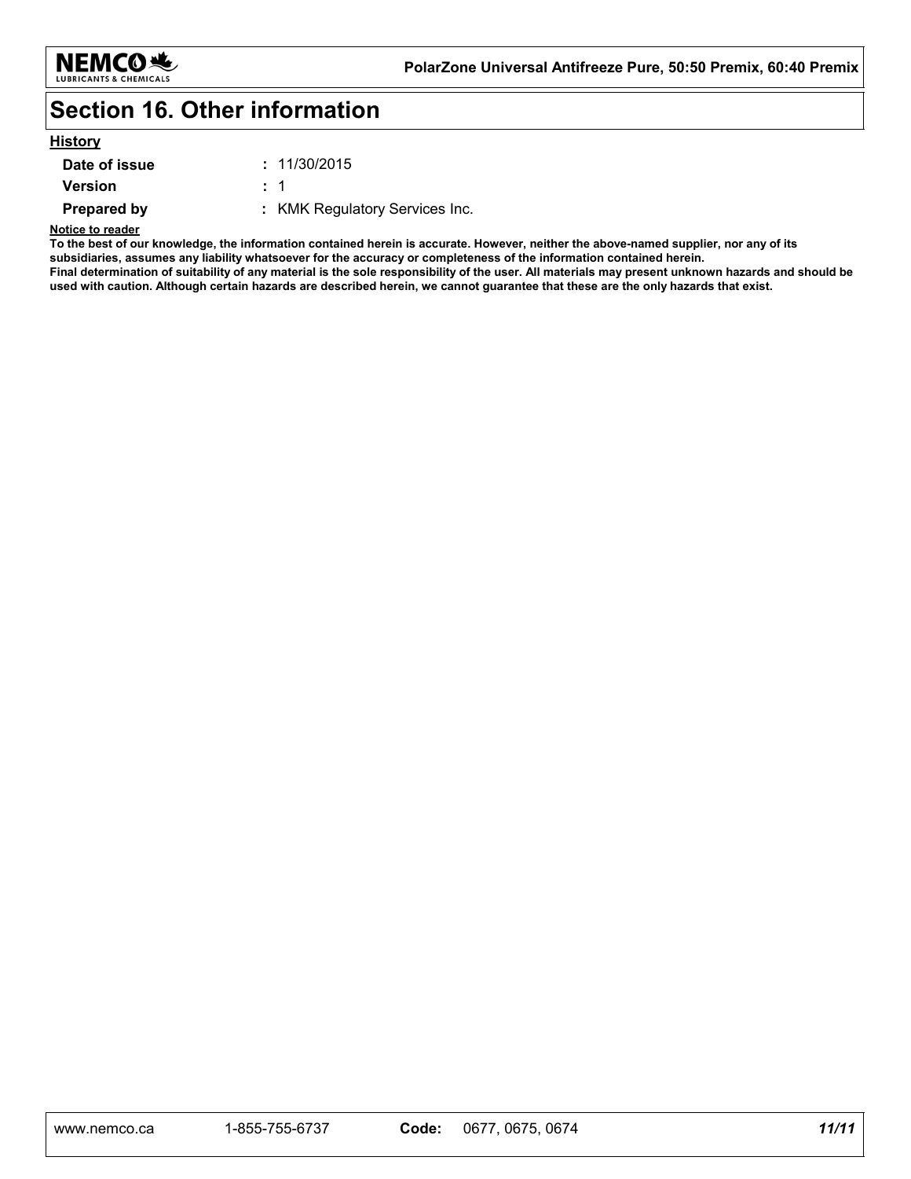# Section 16. Other information

**History**

| | | |
|---|---|---|
| **Date of issue** | : | 11/30/2015 |
| **Version** | : | 1 |
| **Prepared by** | : | KMK Regulatory Services Inc. |

**Notice to reader**

**To the best of our knowledge, the information contained herein is accurate. However, neither the above-named supplier, nor any of its subsidiaries, assumes any liability whatsoever for the accuracy or completeness of the information contained herein.**
**Final determination of suitability of any material is the sole responsibility of the user. All materials may present unknown hazards and should be used with caution. Although certain hazards are described herein, we cannot guarantee that these are the only hazards that exist.**